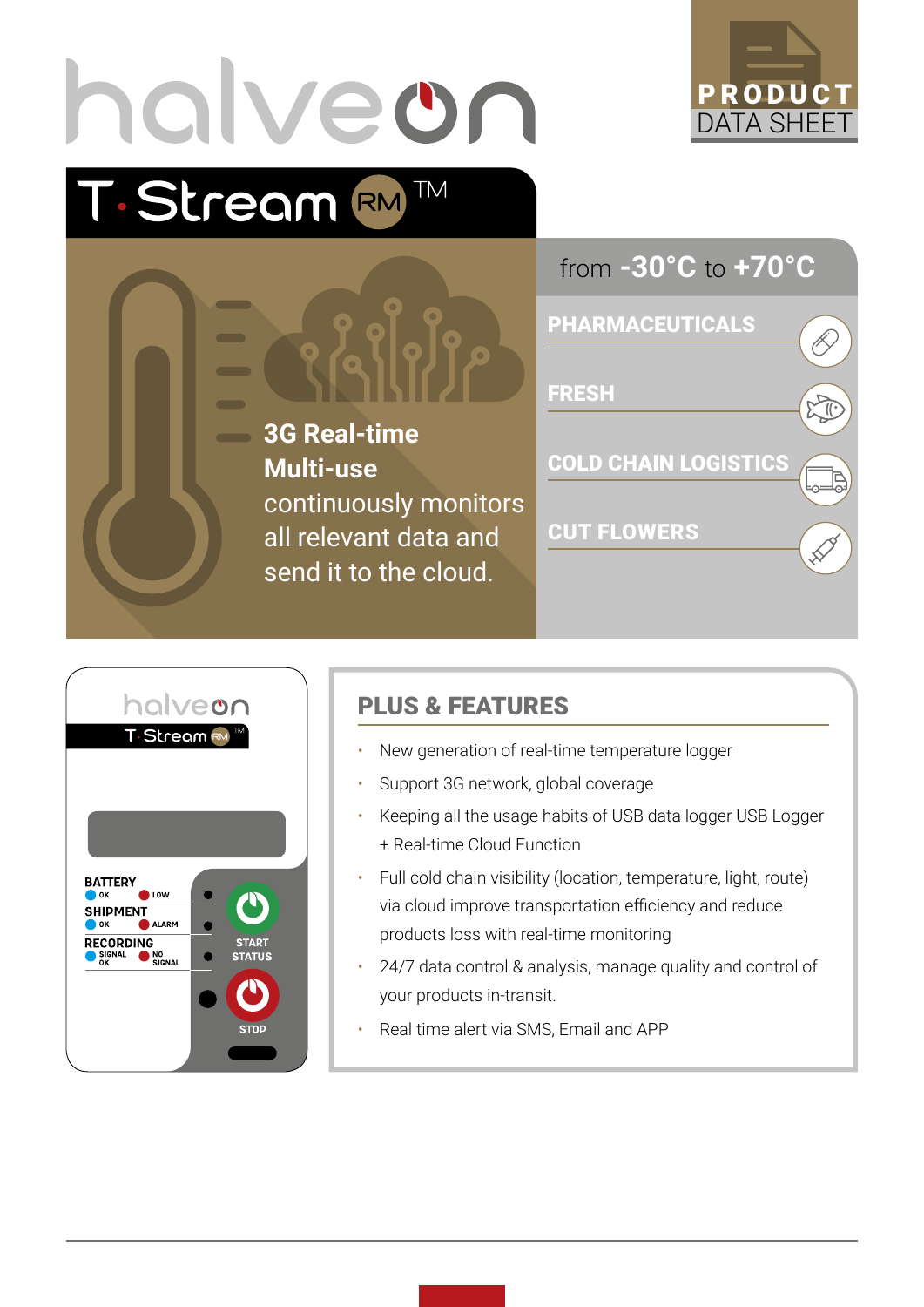# halveon

PRODUCT DATA SHEET

## T·Stream RM™

**3G Real-time Multi-use** continuously monitors all relevant data and send it to the cloud.

from **-30°C** to **+70°C**

- PHARMACEUTICALS
- FRESH
- COLD CHAIN LOGISTICS
- CUT FLOWERS

halveon T·Stream RM™

BATTERY: OK / LOW
SHIPMENT: OK / ALARM
RECORDING: SIGNAL OK / NO SIGNAL

START STATUS

STOP

## PLUS & FEATURES

- New generation of real-time temperature logger
- Support 3G network, global coverage
- Keeping all the usage habits of USB data logger USB Logger + Real-time Cloud Function
- Full cold chain visibility (location, temperature, light, route) via cloud improve transportation efficiency and reduce products loss with real-time monitoring
- 24/7 data control & analysis, manage quality and control of your products in-transit.
- Real time alert via SMS, Email and APP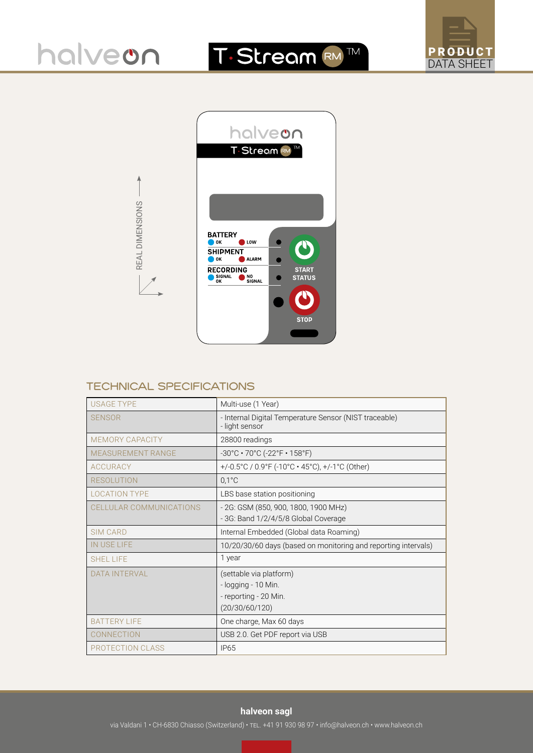# TECHNICAL SPECIFICATIONS

| | |
|---|---|
| USAGE TYPE | Multi-use (1 Year) |
| SENSOR | - Internal Digital Temperature Sensor (NIST traceable)<br>- light sensor |
| MEMORY CAPACITY | 28800 readings |
| MEASUREMENT RANGE | -30°C • 70°C (-22°F • 158°F) |
| ACCURACY | +/-0.5°C / 0.9°F (-10°C • 45°C), +/-1°C (Other) |
| RESOLUTION | 0,1°C |
| LOCATION TYPE | LBS base station positioning |
| CELLULAR COMMUNICATIONS | - 2G: GSM (850, 900, 1800, 1900 MHz)<br>- 3G: Band 1/2/4/5/8 Global Coverage |
| SIM CARD | Internal Embedded (Global data Roaming) |
| IN USE LIFE | 10/20/30/60 days (based on monitoring and reporting intervals) |
| SHEL LIFE | 1 year |
| DATA INTERVAL | (settable via platform)<br>- logging - 10 Min.<br>- reporting - 20 Min.<br>(20/30/60/120) |
| BATTERY LIFE | One charge, Max 60 days |
| CONNECTION | USB 2.0. Get PDF report via USB |
| PROTECTION CLASS | IP65 |

**halveon sagl**

via Valdani 1 • CH-6830 Chiasso (Switzerland) • TEL. +41 91 930 98 97 • info@halveon.ch • www.halveon.ch